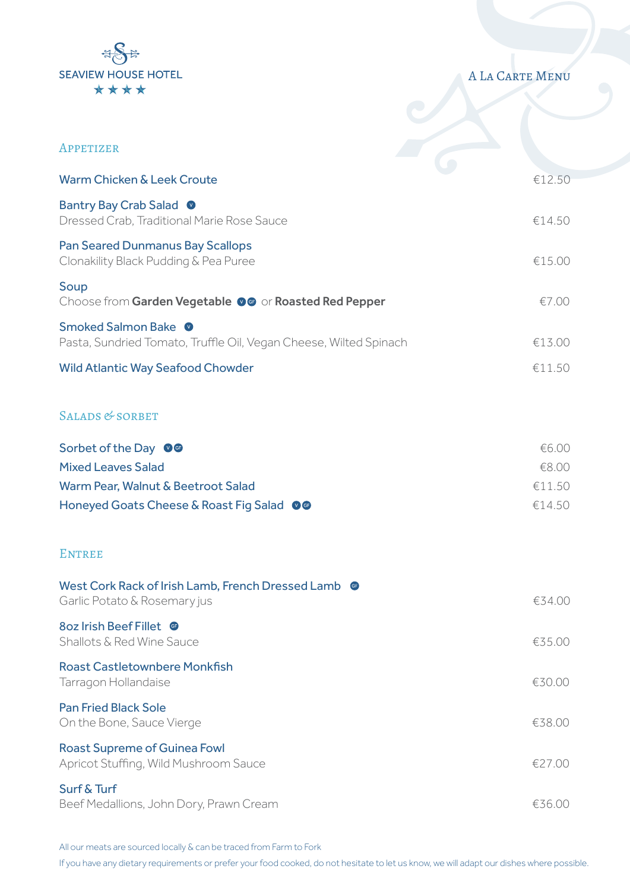SEAVIEW HOUSE HOTEL

★★★★

# A La Carte Menu

## Appetizer

| Item | Price |
|---|---|
| **Warm Chicken & Leek Croute** | €12.50 |
| **Bantry Bay Crab Salad** (V)<br>Dressed Crab, Traditional Marie Rose Sauce | €14.50 |
| **Pan Seared Dunmanus Bay Scallops**<br>Clonakility Black Pudding & Pea Puree | €15.00 |
| **Soup**<br>Choose from **Garden Vegetable** (V)(GF) or **Roasted Red Pepper** | €7.00 |
| **Smoked Salmon Bake** (V)<br>Pasta, Sundried Tomato, Truffle Oil, Vegan Cheese, Wilted Spinach | €13.00 |
| **Wild Atlantic Way Seafood Chowder** | €11.50 |

## Salads & Sorbet

| Item | Price |
|---|---|
| **Sorbet of the Day** (V)(GF) | €6.00 |
| **Mixed Leaves Salad** | €8.00 |
| **Warm Pear, Walnut & Beetroot Salad** | €11.50 |
| **Honeyed Goats Cheese & Roast Fig Salad** (V)(GF) | €14.50 |

## Entree

| Item | Price |
|---|---|
| **West Cork Rack of Irish Lamb, French Dressed Lamb** (GF)<br>Garlic Potato & Rosemary jus | €34.00 |
| **8oz Irish Beef Fillet** (GF)<br>Shallots & Red Wine Sauce | €35.00 |
| **Roast Castletownbere Monkfish**<br>Tarragon Hollandaise | €30.00 |
| **Pan Fried Black Sole**<br>On the Bone, Sauce Vierge | €38.00 |
| **Roast Supreme of Guinea Fowl**<br>Apricot Stuffing, Wild Mushroom Sauce | €27.00 |
| **Surf & Turf**<br>Beef Medallions, John Dory, Prawn Cream | €36.00 |

All our meats are sourced locally & can be traced from Farm to Fork

If you have any dietary requirements or prefer your food cooked, do not hesitate to let us know, we will adapt our dishes where possible.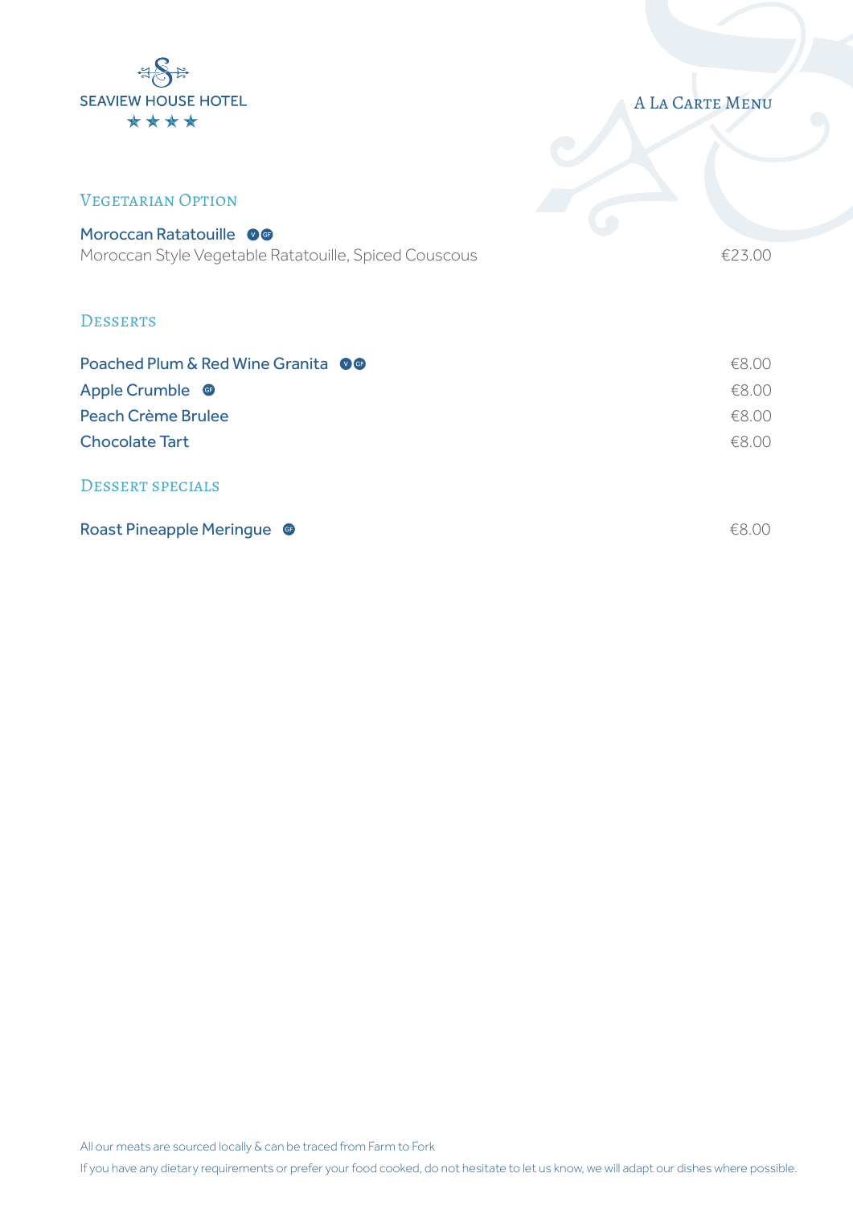SEAVIEW HOUSE HOTEL

★★★★

A La Carte Menu

## Vegetarian Option

**Moroccan Ratatouille** V GF
Moroccan Style Vegetable Ratatouille, Spiced Couscous — €23.00

## Desserts

| | |
|---|---|
| Poached Plum & Red Wine Granita V GF | €8.00 |
| Apple Crumble GF | €8.00 |
| Peach Crème Brulee | €8.00 |
| Chocolate Tart | €8.00 |

## Dessert Specials

| | |
|---|---|
| Roast Pineapple Meringue GF | €8.00 |

All our meats are sourced locally & can be traced from Farm to Fork

If you have any dietary requirements or prefer your food cooked, do not hesitate to let us know, we will adapt our dishes where possible.